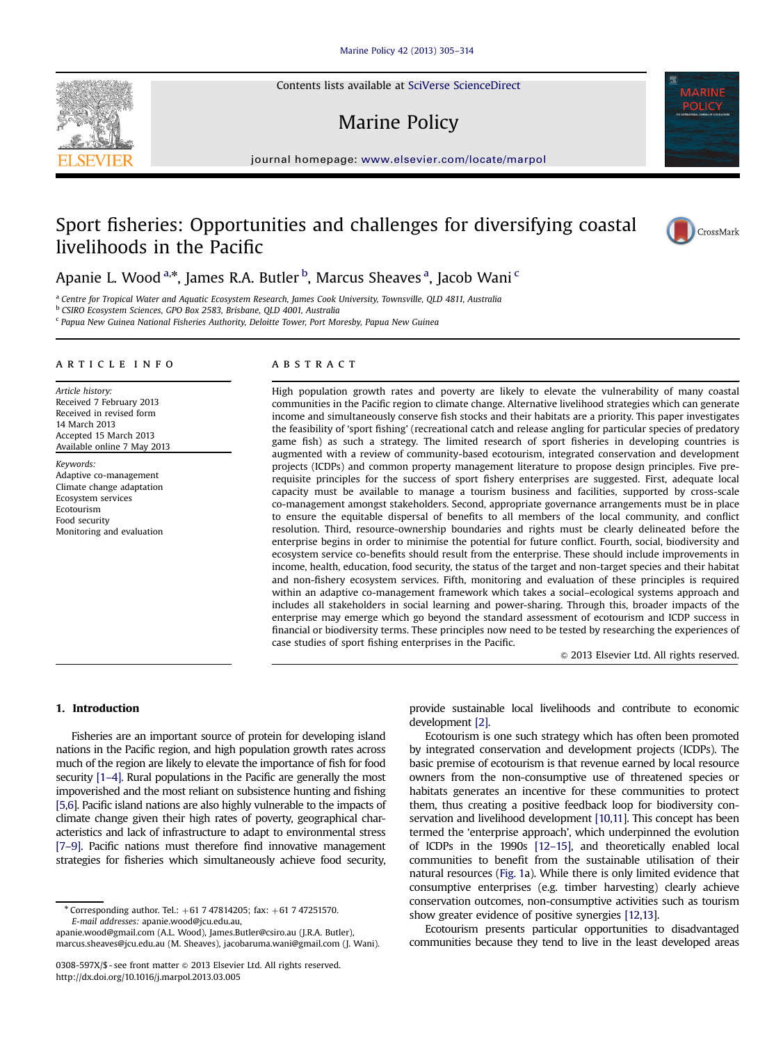# Sport fisheries: Opportunities and challenges for diversifying coastal livelihoods in the Pacific

Apanie L. Wood [a,*], James R.A. Butler [b], Marcus Sheaves [a], Jacob Wani [c]

[a] Centre for Tropical Water and Aquatic Ecosystem Research, James Cook University, Townsville, QLD 4811, Australia
[b] CSIRO Ecosystem Sciences, GPO Box 2583, Brisbane, QLD 4001, Australia
[c] Papua New Guinea National Fisheries Authority, Deloitte Tower, Port Moresby, Papua New Guinea

## ARTICLE INFO

*Article history:*
Received 7 February 2013
Received in revised form
14 March 2013
Accepted 15 March 2013
Available online 7 May 2013

*Keywords:*
Adaptive co-management
Climate change adaptation
Ecosystem services
Ecotourism
Food security
Monitoring and evaluation

## ABSTRACT

High population growth rates and poverty are likely to elevate the vulnerability of many coastal communities in the Pacific region to climate change. Alternative livelihood strategies which can generate income and simultaneously conserve fish stocks and their habitats are a priority. This paper investigates the feasibility of 'sport fishing' (recreational catch and release angling for particular species of predatory game fish) as such a strategy. The limited research of sport fisheries in developing countries is augmented with a review of community-based ecotourism, integrated conservation and development projects (ICDPs) and common property management literature to propose design principles. Five pre-requisite principles for the success of sport fishery enterprises are suggested. First, adequate local capacity must be available to manage a tourism business and facilities, supported by cross-scale co-management amongst stakeholders. Second, appropriate governance arrangements must be in place to ensure the equitable dispersal of benefits to all members of the local community, and conflict resolution. Third, resource-ownership boundaries and rights must be clearly delineated before the enterprise begins in order to minimise the potential for future conflict. Fourth, social, biodiversity and ecosystem service co-benefits should result from the enterprise. These should include improvements in income, health, education, food security, the status of the target and non-target species and their habitat and non-fishery ecosystem services. Fifth, monitoring and evaluation of these principles is required within an adaptive co-management framework which takes a social–ecological systems approach and includes all stakeholders in social learning and power-sharing. Through this, broader impacts of the enterprise may emerge which go beyond the standard assessment of ecotourism and ICDP success in financial or biodiversity terms. These principles now need to be tested by researching the experiences of case studies of sport fishing enterprises in the Pacific.

© 2013 Elsevier Ltd. All rights reserved.

## 1. Introduction

Fisheries are an important source of protein for developing island nations in the Pacific region, and high population growth rates across much of the region are likely to elevate the importance of fish for food security [1–4]. Rural populations in the Pacific are generally the most impoverished and the most reliant on subsistence hunting and fishing [5,6]. Pacific island nations are also highly vulnerable to the impacts of climate change given their high rates of poverty, geographical characteristics and lack of infrastructure to adapt to environmental stress [7–9]. Pacific nations must therefore find innovative management strategies for fisheries which simultaneously achieve food security, provide sustainable local livelihoods and contribute to economic development [2].

Ecotourism is one such strategy which has often been promoted by integrated conservation and development projects (ICDPs). The basic premise of ecotourism is that revenue earned by local resource owners from the non-consumptive use of threatened species or habitats generates an incentive for these communities to protect them, thus creating a positive feedback loop for biodiversity conservation and livelihood development [10,11]. This concept has been termed the 'enterprise approach', which underpinned the evolution of ICDPs in the 1990s [12–15], and theoretically enabled local communities to benefit from the sustainable utilisation of their natural resources (Fig. 1a). While there is only limited evidence that consumptive enterprises (e.g. timber harvesting) clearly achieve conservation outcomes, non-consumptive activities such as tourism show greater evidence of positive synergies [12,13].

Ecotourism presents particular opportunities to disadvantaged communities because they tend to live in the least developed areas

* Corresponding author. Tel.: +61 7 47814205; fax: +61 7 47251570.
*E-mail addresses:* apanie.wood@jcu.edu.au,
apanie.wood@gmail.com (A.L. Wood), James.Butler@csiro.au (J.R.A. Butler),
marcus.sheaves@jcu.edu.au (M. Sheaves), jacobaruma.wani@gmail.com (J. Wani).

0308-597X/$ - see front matter © 2013 Elsevier Ltd. All rights reserved.
http://dx.doi.org/10.1016/j.marpol.2013.03.005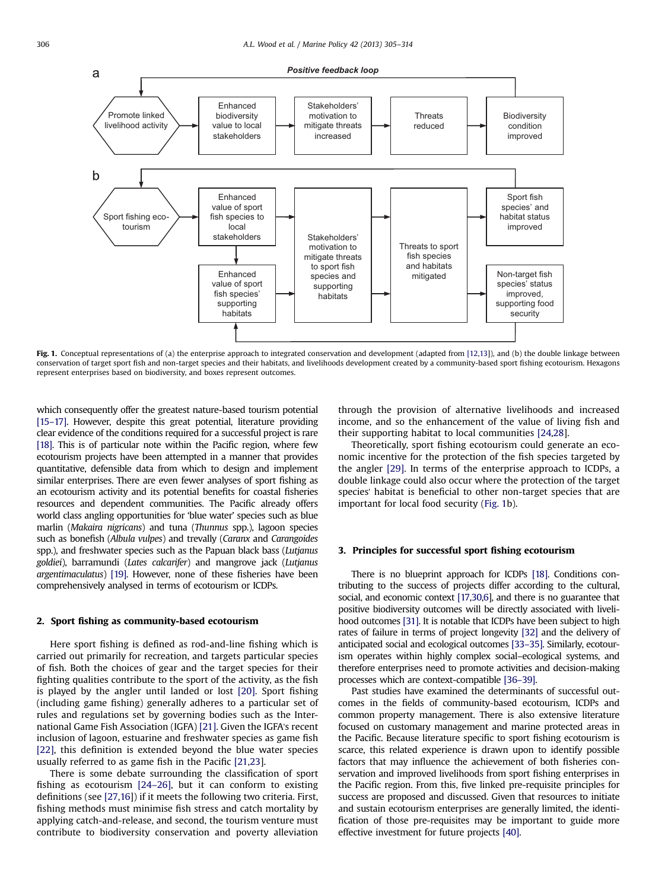Fig. 1. Conceptual representations of (a) the enterprise approach to integrated conservation and development (adapted from [12,13]), and (b) the double linkage between conservation of target sport fish and non-target species and their habitats, and livelihoods development created by a community-based sport fishing ecotourism. Hexagons represent enterprises based on biodiversity, and boxes represent outcomes.

which consequently offer the greatest nature-based tourism potential [15–17]. However, despite this great potential, literature providing clear evidence of the conditions required for a successful project is rare [18]. This is of particular note within the Pacific region, where few ecotourism projects have been attempted in a manner that provides quantitative, defensible data from which to design and implement similar enterprises. There are even fewer analyses of sport fishing as an ecotourism activity and its potential benefits for coastal fisheries resources and dependent communities. The Pacific already offers world class angling opportunities for 'blue water' species such as blue marlin (*Makaira nigricans*) and tuna (*Thunnus* spp.), lagoon species such as bonefish (*Albula vulpes*) and trevally (*Caranx* and *Carangoides* spp.), and freshwater species such as the Papuan black bass (*Lutjanus goldiei*), barramundi (*Lates calcarifer*) and mangrove jack (*Lutjanus argentimaculatus*) [19]. However, none of these fisheries have been comprehensively analysed in terms of ecotourism or ICDPs.

## 2. Sport fishing as community-based ecotourism

Here sport fishing is defined as rod-and-line fishing which is carried out primarily for recreation, and targets particular species of fish. Both the choices of gear and the target species for their fighting qualities contribute to the sport of the activity, as the fish is played by the angler until landed or lost [20]. Sport fishing (including game fishing) generally adheres to a particular set of rules and regulations set by governing bodies such as the International Game Fish Association (IGFA) [21]. Given the IGFA's recent inclusion of lagoon, estuarine and freshwater species as game fish [22], this definition is extended beyond the blue water species usually referred to as game fish in the Pacific [21,23].

There is some debate surrounding the classification of sport fishing as ecotourism [24–26], but it can conform to existing definitions (see [27,16]) if it meets the following two criteria. First, fishing methods must minimise fish stress and catch mortality by applying catch-and-release, and second, the tourism venture must contribute to biodiversity conservation and poverty alleviation through the provision of alternative livelihoods and increased income, and so the enhancement of the value of living fish and their supporting habitat to local communities [24,28].

Theoretically, sport fishing ecotourism could generate an economic incentive for the protection of the fish species targeted by the angler [29]. In terms of the enterprise approach to ICDPs, a double linkage could also occur where the protection of the target species' habitat is beneficial to other non-target species that are important for local food security (Fig. 1b).

## 3. Principles for successful sport fishing ecotourism

There is no blueprint approach for ICDPs [18]. Conditions contributing to the success of projects differ according to the cultural, social, and economic context [17,30,6], and there is no guarantee that positive biodiversity outcomes will be directly associated with livelihood outcomes [31]. It is notable that ICDPs have been subject to high rates of failure in terms of project longevity [32] and the delivery of anticipated social and ecological outcomes [33–35]. Similarly, ecotourism operates within highly complex social–ecological systems, and therefore enterprises need to promote activities and decision-making processes which are context-compatible [36–39].

Past studies have examined the determinants of successful outcomes in the fields of community-based ecotourism, ICDPs and common property management. There is also extensive literature focused on customary management and marine protected areas in the Pacific. Because literature specific to sport fishing ecotourism is scarce, this related experience is drawn upon to identify possible factors that may influence the achievement of both fisheries conservation and improved livelihoods from sport fishing enterprises in the Pacific region. From this, five linked pre-requisite principles for success are proposed and discussed. Given that resources to initiate and sustain ecotourism enterprises are generally limited, the identification of those pre-requisites may be important to guide more effective investment for future projects [40].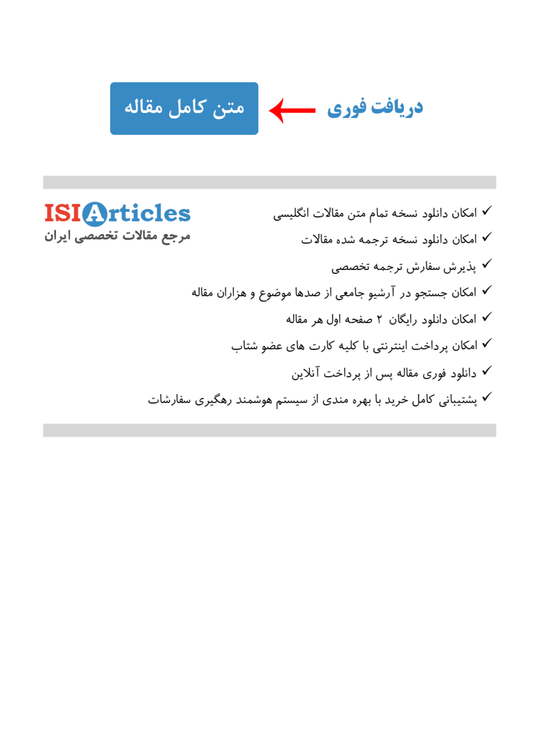دریافت فوری ← متن کامل مقاله

**ISIArticles**
مرجع مقالات تخصصی ایران

- ✓ امکان دانلود نسخه تمام متن مقالات انگلیسی
- ✓ امکان دانلود نسخه ترجمه شده مقالات
- ✓ پذیرش سفارش ترجمه تخصصی
- ✓ امکان جستجو در آرشیو جامعی از صدها موضوع و هزاران مقاله
- ✓ امکان دانلود رایگان ۲ صفحه اول هر مقاله
- ✓ امکان پرداخت اینترنتی با کلیه کارت های عضو شتاب
- ✓ دانلود فوری مقاله پس از پرداخت آنلاین
- ✓ پشتیبانی کامل خرید با بهره مندی از سیستم هوشمند رهگیری سفارشات